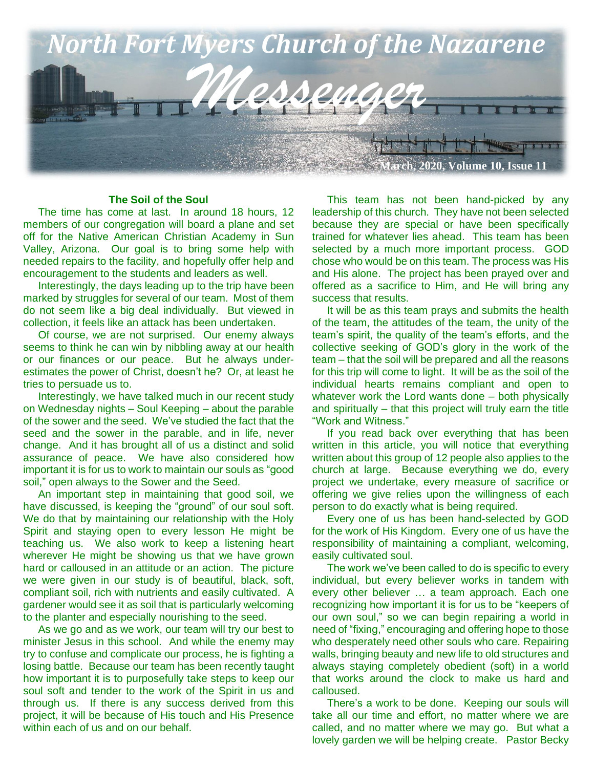# North Fort Myers Church of the Nazarene

# *Messenger*

March, 2020, Volume 10, Issue 11

## The Soil of the Soul

The time has come at last. In around 18 hours, 12 members of our congregation will board a plane and set off for the Native American Christian Academy in Sun Valley, Arizona. Our goal is to bring some help with needed repairs to the facility, and hopefully offer help and encouragement to the students and leaders as well.

Interestingly, the days leading up to the trip have been marked by struggles for several of our team. Most of them do not seem like a big deal individually. But viewed in collection, it feels like an attack has been undertaken.

Of course, we are not surprised. Our enemy always seems to think he can win by nibbling away at our health or our finances or our peace. But he always under-estimates the power of Christ, doesn't he? Or, at least he tries to persuade us to.

Interestingly, we have talked much in our recent study on Wednesday nights – Soul Keeping – about the parable of the sower and the seed. We've studied the fact that the seed and the sower in the parable, and in life, never change. And it has brought all of us a distinct and solid assurance of peace. We have also considered how important it is for us to work to maintain our souls as "good soil," open always to the Sower and the Seed.

An important step in maintaining that good soil, we have discussed, is keeping the "ground" of our soul soft. We do that by maintaining our relationship with the Holy Spirit and staying open to every lesson He might be teaching us. We also work to keep a listening heart wherever He might be showing us that we have grown hard or calloused in an attitude or an action. The picture we were given in our study is of beautiful, black, soft, compliant soil, rich with nutrients and easily cultivated. A gardener would see it as soil that is particularly welcoming to the planter and especially nourishing to the seed.

As we go and as we work, our team will try our best to minister Jesus in this school. And while the enemy may try to confuse and complicate our process, he is fighting a losing battle. Because our team has been recently taught how important it is to purposefully take steps to keep our soul soft and tender to the work of the Spirit in us and through us. If there is any success derived from this project, it will be because of His touch and His Presence within each of us and on our behalf.

This team has not been hand-picked by any leadership of this church. They have not been selected because they are special or have been specifically trained for whatever lies ahead. This team has been selected by a much more important process. GOD chose who would be on this team. The process was His and His alone. The project has been prayed over and offered as a sacrifice to Him, and He will bring any success that results.

It will be as this team prays and submits the health of the team, the attitudes of the team, the unity of the team's spirit, the quality of the team's efforts, and the collective seeking of GOD's glory in the work of the team – that the soil will be prepared and all the reasons for this trip will come to light. It will be as the soil of the individual hearts remains compliant and open to whatever work the Lord wants done – both physically and spiritually – that this project will truly earn the title "Work and Witness."

If you read back over everything that has been written in this article, you will notice that everything written about this group of 12 people also applies to the church at large. Because everything we do, every project we undertake, every measure of sacrifice or offering we give relies upon the willingness of each person to do exactly what is being required.

Every one of us has been hand-selected by GOD for the work of His Kingdom. Every one of us have the responsibility of maintaining a compliant, welcoming, easily cultivated soul.

The work we've been called to do is specific to every individual, but every believer works in tandem with every other believer … a team approach. Each one recognizing how important it is for us to be "keepers of our own soul," so we can begin repairing a world in need of "fixing," encouraging and offering hope to those who desperately need other souls who care. Repairing walls, bringing beauty and new life to old structures and always staying completely obedient (soft) in a world that works around the clock to make us hard and calloused.

There's a work to be done. Keeping our souls will take all our time and effort, no matter where we are called, and no matter where we may go. But what a lovely garden we will be helping create. Pastor Becky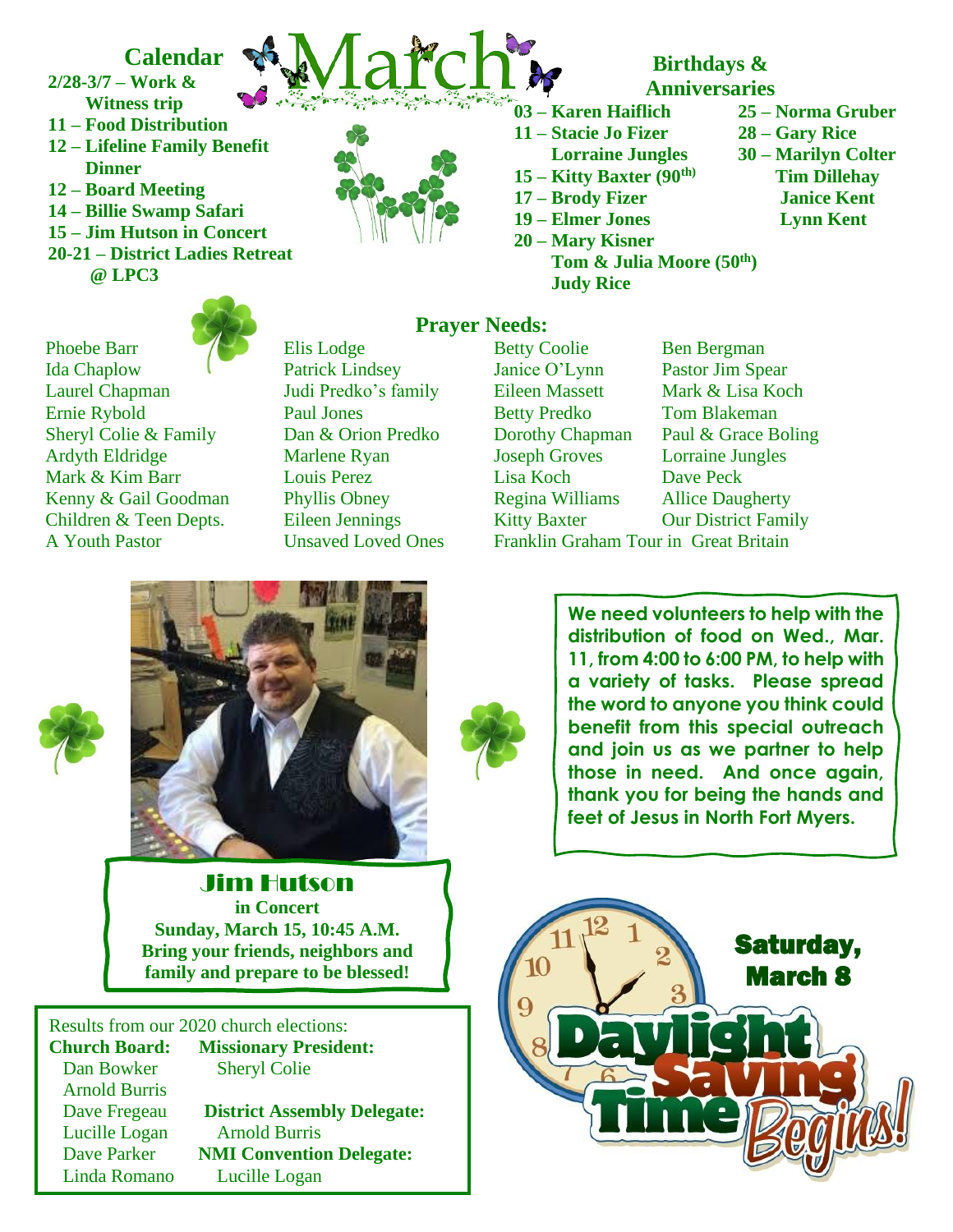# March

## Calendar

- **2/28-3/7 – Work & Witness trip**
- **11 – Food Distribution**
- **12 – Lifeline Family Benefit Dinner**
- **12 – Board Meeting**
- **14 – Billie Swamp Safari**
- **15 – Jim Hutson in Concert**
- **20-21 – District Ladies Retreat @ LPC3**

## Birthdays & Anniversaries

- **03 – Karen Haiflich**
- **11 – Stacie Jo Fizer**
  **Lorraine Jungles**
- **15 – Kitty Baxter (90th)**
- **17 – Brody Fizer**
- **19 – Elmer Jones**
- **20 – Mary Kisner**
  **Tom & Julia Moore (50th)**
  **Judy Rice**
- **25 – Norma Gruber**
- **28 – Gary Rice**
- **30 – Marilyn Colter**
  **Tim Dillehay**
  **Janice Kent**
  **Lynn Kent**

## Prayer Needs:

Phoebe Barr
Ida Chaplow
Laurel Chapman
Ernie Rybold
Sheryl Colie & Family
Ardyth Eldridge
Mark & Kim Barr
Kenny & Gail Goodman
Children & Teen Depts.
A Youth Pastor
Elis Lodge
Patrick Lindsey
Judi Predko's family
Paul Jones
Dan & Orion Predko
Marlene Ryan
Louis Perez
Phyllis Obney
Eileen Jennings
Unsaved Loved Ones
Betty Coolie
Janice O'Lynn
Eileen Massett
Betty Predko
Dorothy Chapman
Joseph Groves
Lisa Koch
Regina Williams
Kitty Baxter
Ben Bergman
Pastor Jim Spear
Mark & Lisa Koch
Tom Blakeman
Paul & Grace Boling
Lorraine Jungles
Dave Peck
Allice Daugherty
Our District Family
Franklin Graham Tour in Great Britain

**We need volunteers to help with the distribution of food on Wed., Mar. 11, from 4:00 to 6:00 PM, to help with a variety of tasks. Please spread the word to anyone you think could benefit from this special outreach and join us as we partner to help those in need. And once again, thank you for being the hands and feet of Jesus in North Fort Myers.**

## Jim Hutson

**in Concert**
**Sunday, March 15, 10:45 A.M.**
**Bring your friends, neighbors and family and prepare to be blessed!**

## Saturday, March 8

## Daylight Saving Time Begins!

Results from our 2020 church elections:

**Church Board:**
Dan Bowker
Arnold Burris
Dave Fregeau
Lucille Logan
Dave Parker
Linda Romano

**Missionary President:**
Sheryl Colie

**District Assembly Delegate:**
Arnold Burris

**NMI Convention Delegate:**
Lucille Logan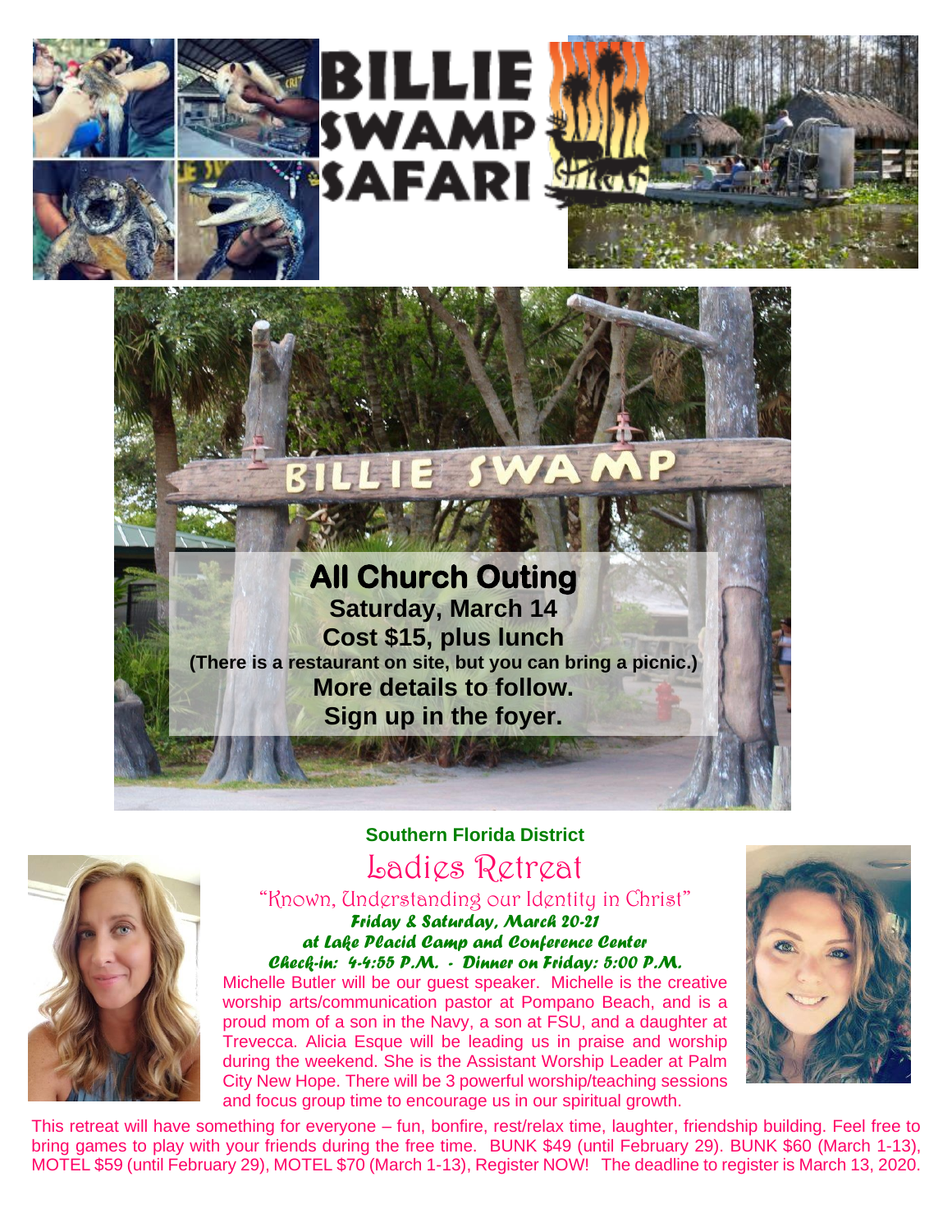# BILLIE SWAMP SAFARI

## All Church Outing

**Saturday, March 14**

**Cost $15, plus lunch**

**(There is a restaurant on site, but you can bring a picnic.)**

**More details to follow.**

**Sign up in the foyer.**

**Southern Florida District**

## Ladies Retreat

"Known, Understanding our Identity in Christ"

***Friday & Saturday, March 20-21***

***at Lake Placid Camp and Conference Center***

***Check-in: 4-4:55 P.M. - Dinner on Friday: 5:00 P.M.***

Michelle Butler will be our guest speaker. Michelle is the creative worship arts/communication pastor at Pompano Beach, and is a proud mom of a son in the Navy, a son at FSU, and a daughter at Trevecca. Alicia Esque will be leading us in praise and worship during the weekend. She is the Assistant Worship Leader at Palm City New Hope. There will be 3 powerful worship/teaching sessions and focus group time to encourage us in our spiritual growth.

This retreat will have something for everyone – fun, bonfire, rest/relax time, laughter, friendship building. Feel free to bring games to play with your friends during the free time. BUNK $49 (until February 29). BUNK $60 (March 1-13), MOTEL $59 (until February 29), MOTEL $70 (March 1-13), Register NOW! The deadline to register is March 13, 2020.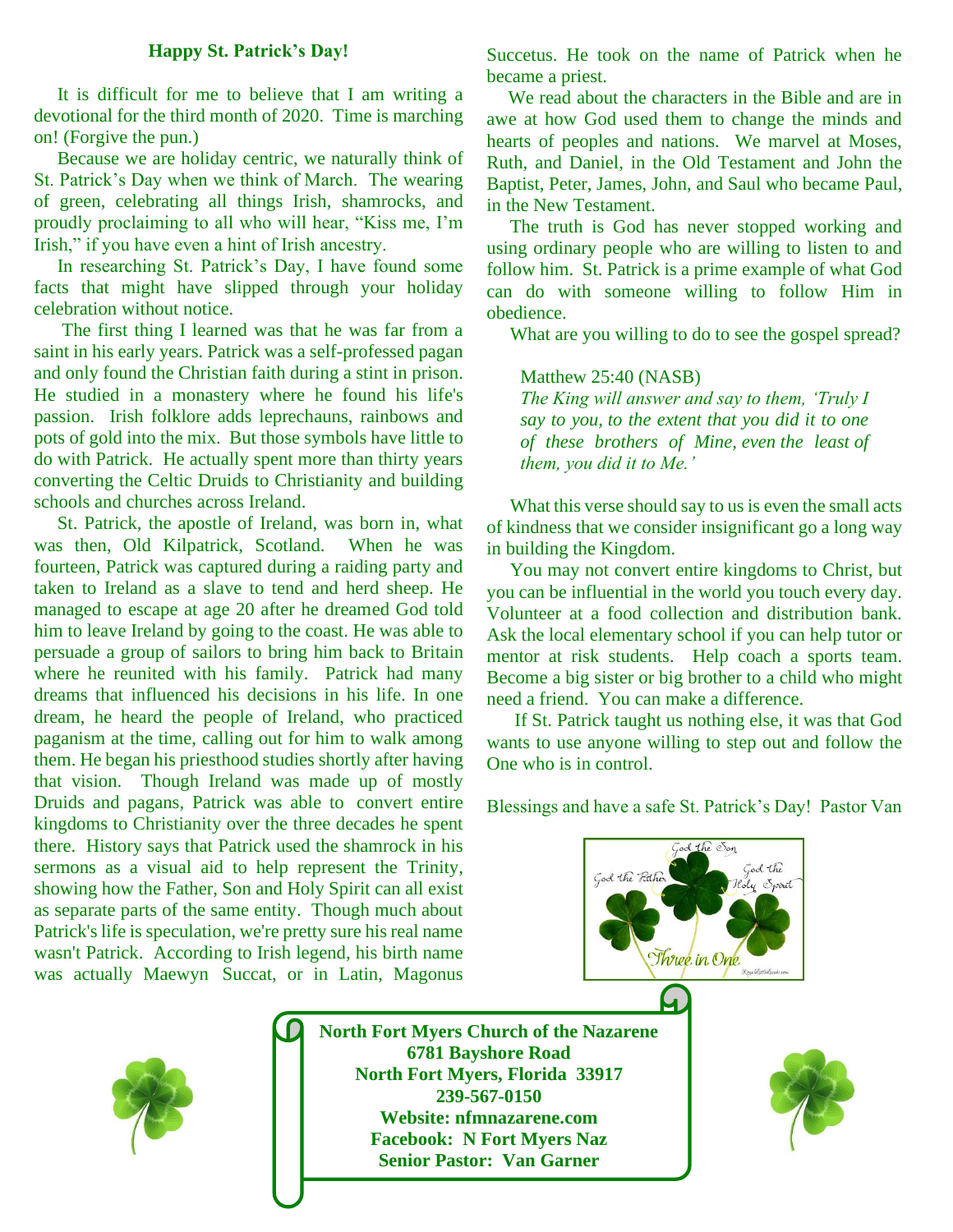## Happy St. Patrick's Day!

It is difficult for me to believe that I am writing a devotional for the third month of 2020. Time is marching on! (Forgive the pun.)

Because we are holiday centric, we naturally think of St. Patrick's Day when we think of March. The wearing of green, celebrating all things Irish, shamrocks, and proudly proclaiming to all who will hear, "Kiss me, I'm Irish," if you have even a hint of Irish ancestry.

In researching St. Patrick's Day, I have found some facts that might have slipped through your holiday celebration without notice.

The first thing I learned was that he was far from a saint in his early years. Patrick was a self-professed pagan and only found the Christian faith during a stint in prison. He studied in a monastery where he found his life's passion. Irish folklore adds leprechauns, rainbows and pots of gold into the mix. But those symbols have little to do with Patrick. He actually spent more than thirty years converting the Celtic Druids to Christianity and building schools and churches across Ireland.

St. Patrick, the apostle of Ireland, was born in, what was then, Old Kilpatrick, Scotland. When he was fourteen, Patrick was captured during a raiding party and taken to Ireland as a slave to tend and herd sheep. He managed to escape at age 20 after he dreamed God told him to leave Ireland by going to the coast. He was able to persuade a group of sailors to bring him back to Britain where he reunited with his family. Patrick had many dreams that influenced his decisions in his life. In one dream, he heard the people of Ireland, who practiced paganism at the time, calling out for him to walk among them. He began his priesthood studies shortly after having that vision. Though Ireland was made up of mostly Druids and pagans, Patrick was able to convert entire kingdoms to Christianity over the three decades he spent there. History says that Patrick used the shamrock in his sermons as a visual aid to help represent the Trinity, showing how the Father, Son and Holy Spirit can all exist as separate parts of the same entity. Though much about Patrick's life is speculation, we're pretty sure his real name wasn't Patrick. According to Irish legend, his birth name was actually Maewyn Succat, or in Latin, Magonus Succetus. He took on the name of Patrick when he became a priest.

We read about the characters in the Bible and are in awe at how God used them to change the minds and hearts of peoples and nations. We marvel at Moses, Ruth, and Daniel, in the Old Testament and John the Baptist, Peter, James, John, and Saul who became Paul, in the New Testament.

The truth is God has never stopped working and using ordinary people who are willing to listen to and follow him. St. Patrick is a prime example of what God can do with someone willing to follow Him in obedience.

What are you willing to do to see the gospel spread?

> Matthew 25:40 (NASB)
> *The King will answer and say to them, 'Truly I say to you, to the extent that you did it to one of these brothers of Mine, even the least of them, you did it to Me.'*

What this verse should say to us is even the small acts of kindness that we consider insignificant go a long way in building the Kingdom.

You may not convert entire kingdoms to Christ, but you can be influential in the world you touch every day. Volunteer at a food collection and distribution bank. Ask the local elementary school if you can help tutor or mentor at risk students. Help coach a sports team. Become a big sister or big brother to a child who might need a friend. You can make a difference.

If St. Patrick taught us nothing else, it was that God wants to use anyone willing to step out and follow the One who is in control.

Blessings and have a safe St. Patrick's Day! Pastor Van

God the Son
God the Father
God the Holy Spirit
Three in One

**North Fort Myers Church of the Nazarene**
**6781 Bayshore Road**
**North Fort Myers, Florida 33917**
**239-567-0150**
**Website: nfmnazarene.com**
**Facebook: N Fort Myers Naz**
**Senior Pastor: Van Garner**